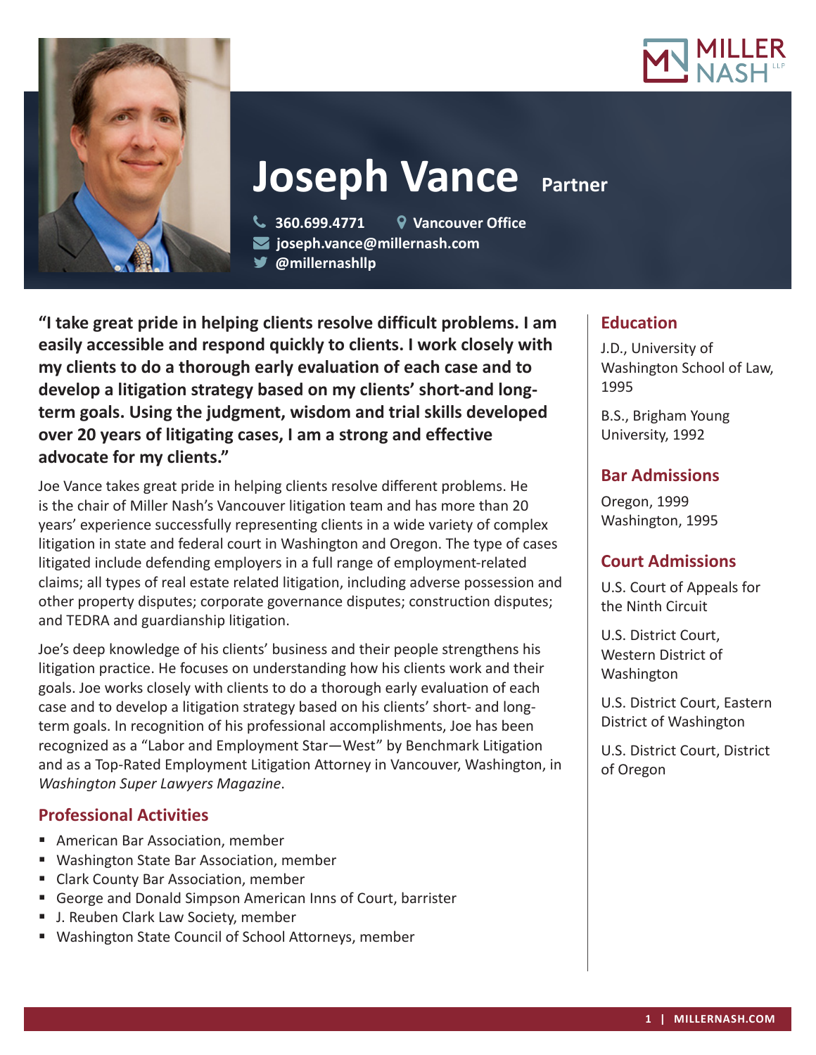# Joseph Vance

**Partner**

360.699.4771 | Vancouver Office
joseph.vance@millernash.com
@millernashllp

**"I take great pride in helping clients resolve difficult problems. I am easily accessible and respond quickly to clients. I work closely with my clients to do a thorough early evaluation of each case and to develop a litigation strategy based on my clients' short-and long-term goals. Using the judgment, wisdom and trial skills developed over 20 years of litigating cases, I am a strong and effective advocate for my clients."**

Joe Vance takes great pride in helping clients resolve different problems. He is the chair of Miller Nash's Vancouver litigation team and has more than 20 years' experience successfully representing clients in a wide variety of complex litigation in state and federal court in Washington and Oregon. The type of cases litigated include defending employers in a full range of employment-related claims; all types of real estate related litigation, including adverse possession and other property disputes; corporate governance disputes; construction disputes; and TEDRA and guardianship litigation.

Joe's deep knowledge of his clients' business and their people strengthens his litigation practice. He focuses on understanding how his clients work and their goals. Joe works closely with clients to do a thorough early evaluation of each case and to develop a litigation strategy based on his clients' short- and long-term goals. In recognition of his professional accomplishments, Joe has been recognized as a "Labor and Employment Star—West" by Benchmark Litigation and as a Top-Rated Employment Litigation Attorney in Vancouver, Washington, in *Washington Super Lawyers Magazine*.

## Professional Activities

- American Bar Association, member
- Washington State Bar Association, member
- Clark County Bar Association, member
- George and Donald Simpson American Inns of Court, barrister
- J. Reuben Clark Law Society, member
- Washington State Council of School Attorneys, member

## Education

J.D., University of Washington School of Law, 1995

B.S., Brigham Young University, 1992

## Bar Admissions

Oregon, 1999
Washington, 1995

## Court Admissions

U.S. Court of Appeals for the Ninth Circuit

U.S. District Court, Western District of Washington

U.S. District Court, Eastern District of Washington

U.S. District Court, District of Oregon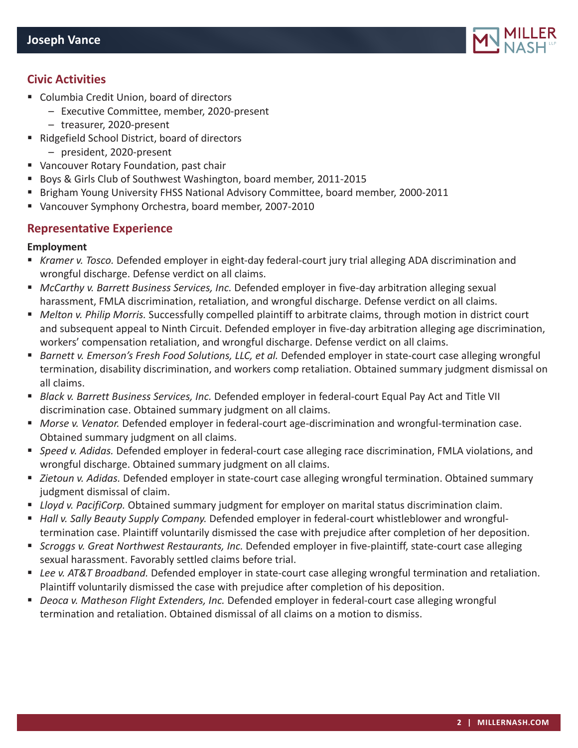## Civic Activities

- Columbia Credit Union, board of directors
  - Executive Committee, member, 2020-present
  - treasurer, 2020-present
- Ridgefield School District, board of directors
  - president, 2020-present
- Vancouver Rotary Foundation, past chair
- Boys & Girls Club of Southwest Washington, board member, 2011-2015
- Brigham Young University FHSS National Advisory Committee, board member, 2000-2011
- Vancouver Symphony Orchestra, board member, 2007-2010

## Representative Experience

**Employment**

- *Kramer v. Tosco.* Defended employer in eight-day federal-court jury trial alleging ADA discrimination and wrongful discharge. Defense verdict on all claims.
- *McCarthy v. Barrett Business Services, Inc.* Defended employer in five-day arbitration alleging sexual harassment, FMLA discrimination, retaliation, and wrongful discharge. Defense verdict on all claims.
- *Melton v. Philip Morris.* Successfully compelled plaintiff to arbitrate claims, through motion in district court and subsequent appeal to Ninth Circuit. Defended employer in five-day arbitration alleging age discrimination, workers' compensation retaliation, and wrongful discharge. Defense verdict on all claims.
- *Barnett v. Emerson's Fresh Food Solutions, LLC, et al.* Defended employer in state-court case alleging wrongful termination, disability discrimination, and workers comp retaliation. Obtained summary judgment dismissal on all claims.
- *Black v. Barrett Business Services, Inc.* Defended employer in federal-court Equal Pay Act and Title VII discrimination case. Obtained summary judgment on all claims.
- *Morse v. Venator.* Defended employer in federal-court age-discrimination and wrongful-termination case. Obtained summary judgment on all claims.
- *Speed v. Adidas.* Defended employer in federal-court case alleging race discrimination, FMLA violations, and wrongful discharge. Obtained summary judgment on all claims.
- *Zietoun v. Adidas.* Defended employer in state-court case alleging wrongful termination. Obtained summary judgment dismissal of claim.
- *Lloyd v. PacifiCorp.* Obtained summary judgment for employer on marital status discrimination claim.
- *Hall v. Sally Beauty Supply Company.* Defended employer in federal-court whistleblower and wrongful-termination case. Plaintiff voluntarily dismissed the case with prejudice after completion of her deposition.
- *Scroggs v. Great Northwest Restaurants, Inc.* Defended employer in five-plaintiff, state-court case alleging sexual harassment. Favorably settled claims before trial.
- *Lee v. AT&T Broadband.* Defended employer in state-court case alleging wrongful termination and retaliation. Plaintiff voluntarily dismissed the case with prejudice after completion of his deposition.
- *Deoca v. Matheson Flight Extenders, Inc.* Defended employer in federal-court case alleging wrongful termination and retaliation. Obtained dismissal of all claims on a motion to dismiss.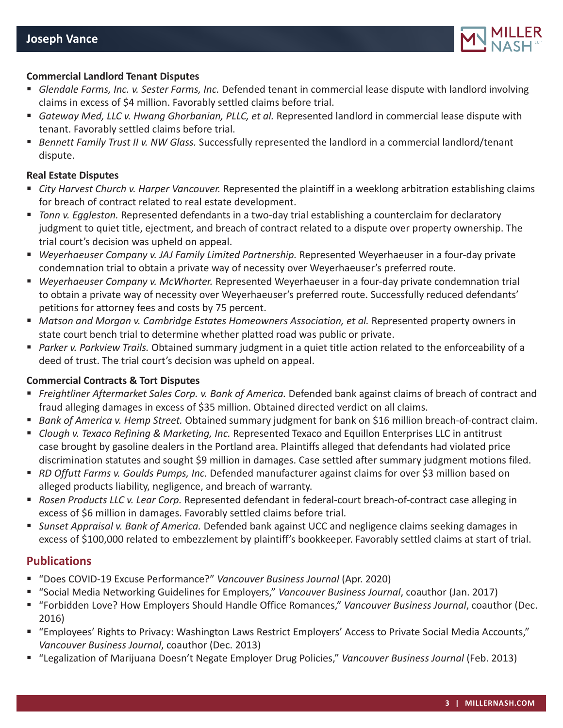**Commercial Landlord Tenant Disputes**

- *Glendale Farms, Inc. v. Sester Farms, Inc.* Defended tenant in commercial lease dispute with landlord involving claims in excess of $4 million. Favorably settled claims before trial.
- *Gateway Med, LLC v. Hwang Ghorbanian, PLLC, et al.* Represented landlord in commercial lease dispute with tenant. Favorably settled claims before trial.
- *Bennett Family Trust II v. NW Glass.* Successfully represented the landlord in a commercial landlord/tenant dispute.

**Real Estate Disputes**

- *City Harvest Church v. Harper Vancouver.* Represented the plaintiff in a weeklong arbitration establishing claims for breach of contract related to real estate development.
- *Tonn v. Eggleston.* Represented defendants in a two-day trial establishing a counterclaim for declaratory judgment to quiet title, ejectment, and breach of contract related to a dispute over property ownership. The trial court's decision was upheld on appeal.
- *Weyerhaeuser Company v. JAJ Family Limited Partnership.* Represented Weyerhaeuser in a four-day private condemnation trial to obtain a private way of necessity over Weyerhaeuser's preferred route.
- *Weyerhaeuser Company v. McWhorter.* Represented Weyerhaeuser in a four-day private condemnation trial to obtain a private way of necessity over Weyerhaeuser's preferred route. Successfully reduced defendants' petitions for attorney fees and costs by 75 percent.
- *Matson and Morgan v. Cambridge Estates Homeowners Association, et al.* Represented property owners in state court bench trial to determine whether platted road was public or private.
- *Parker v. Parkview Trails.* Obtained summary judgment in a quiet title action related to the enforceability of a deed of trust. The trial court's decision was upheld on appeal.

**Commercial Contracts & Tort Disputes**

- *Freightliner Aftermarket Sales Corp. v. Bank of America.* Defended bank against claims of breach of contract and fraud alleging damages in excess of $35 million. Obtained directed verdict on all claims.
- *Bank of America v. Hemp Street.* Obtained summary judgment for bank on $16 million breach-of-contract claim.
- *Clough v. Texaco Refining & Marketing, Inc.* Represented Texaco and Equillon Enterprises LLC in antitrust case brought by gasoline dealers in the Portland area. Plaintiffs alleged that defendants had violated price discrimination statutes and sought $9 million in damages. Case settled after summary judgment motions filed.
- *RD Offutt Farms v. Goulds Pumps, Inc.* Defended manufacturer against claims for over $3 million based on alleged products liability, negligence, and breach of warranty.
- *Rosen Products LLC v. Lear Corp.* Represented defendant in federal-court breach-of-contract case alleging in excess of $6 million in damages. Favorably settled claims before trial.
- *Sunset Appraisal v. Bank of America.* Defended bank against UCC and negligence claims seeking damages in excess of $100,000 related to embezzlement by plaintiff's bookkeeper. Favorably settled claims at start of trial.

## Publications

- "Does COVID-19 Excuse Performance?" *Vancouver Business Journal* (Apr. 2020)
- "Social Media Networking Guidelines for Employers," *Vancouver Business Journal*, coauthor (Jan. 2017)
- "Forbidden Love? How Employers Should Handle Office Romances," *Vancouver Business Journal*, coauthor (Dec. 2016)
- "Employees' Rights to Privacy: Washington Laws Restrict Employers' Access to Private Social Media Accounts," *Vancouver Business Journal*, coauthor (Dec. 2013)
- "Legalization of Marijuana Doesn't Negate Employer Drug Policies," *Vancouver Business Journal* (Feb. 2013)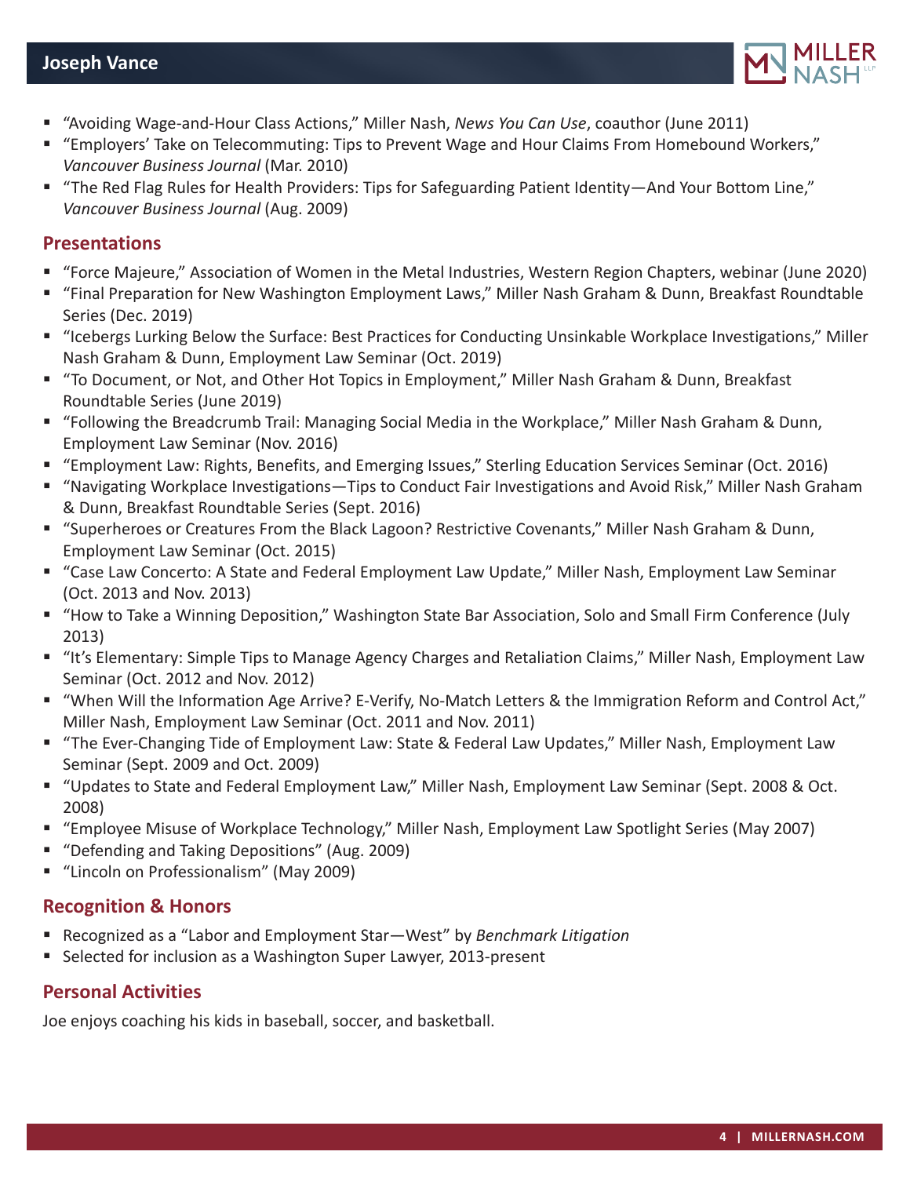- "Avoiding Wage-and-Hour Class Actions," Miller Nash, *News You Can Use*, coauthor (June 2011)
- "Employers' Take on Telecommuting: Tips to Prevent Wage and Hour Claims From Homebound Workers," *Vancouver Business Journal* (Mar. 2010)
- "The Red Flag Rules for Health Providers: Tips for Safeguarding Patient Identity—And Your Bottom Line," *Vancouver Business Journal* (Aug. 2009)

## Presentations

- "Force Majeure," Association of Women in the Metal Industries, Western Region Chapters, webinar (June 2020)
- "Final Preparation for New Washington Employment Laws," Miller Nash Graham & Dunn, Breakfast Roundtable Series (Dec. 2019)
- "Icebergs Lurking Below the Surface: Best Practices for Conducting Unsinkable Workplace Investigations," Miller Nash Graham & Dunn, Employment Law Seminar (Oct. 2019)
- "To Document, or Not, and Other Hot Topics in Employment," Miller Nash Graham & Dunn, Breakfast Roundtable Series (June 2019)
- "Following the Breadcrumb Trail: Managing Social Media in the Workplace," Miller Nash Graham & Dunn, Employment Law Seminar (Nov. 2016)
- "Employment Law: Rights, Benefits, and Emerging Issues," Sterling Education Services Seminar (Oct. 2016)
- "Navigating Workplace Investigations—Tips to Conduct Fair Investigations and Avoid Risk," Miller Nash Graham & Dunn, Breakfast Roundtable Series (Sept. 2016)
- "Superheroes or Creatures From the Black Lagoon? Restrictive Covenants," Miller Nash Graham & Dunn, Employment Law Seminar (Oct. 2015)
- "Case Law Concerto: A State and Federal Employment Law Update," Miller Nash, Employment Law Seminar (Oct. 2013 and Nov. 2013)
- "How to Take a Winning Deposition," Washington State Bar Association, Solo and Small Firm Conference (July 2013)
- "It's Elementary: Simple Tips to Manage Agency Charges and Retaliation Claims," Miller Nash, Employment Law Seminar (Oct. 2012 and Nov. 2012)
- "When Will the Information Age Arrive? E-Verify, No-Match Letters & the Immigration Reform and Control Act," Miller Nash, Employment Law Seminar (Oct. 2011 and Nov. 2011)
- "The Ever-Changing Tide of Employment Law: State & Federal Law Updates," Miller Nash, Employment Law Seminar (Sept. 2009 and Oct. 2009)
- "Updates to State and Federal Employment Law," Miller Nash, Employment Law Seminar (Sept. 2008 & Oct. 2008)
- "Employee Misuse of Workplace Technology," Miller Nash, Employment Law Spotlight Series (May 2007)
- "Defending and Taking Depositions" (Aug. 2009)
- "Lincoln on Professionalism" (May 2009)

## Recognition & Honors

- Recognized as a "Labor and Employment Star—West" by *Benchmark Litigation*
- Selected for inclusion as a Washington Super Lawyer, 2013-present

## Personal Activities

Joe enjoys coaching his kids in baseball, soccer, and basketball.